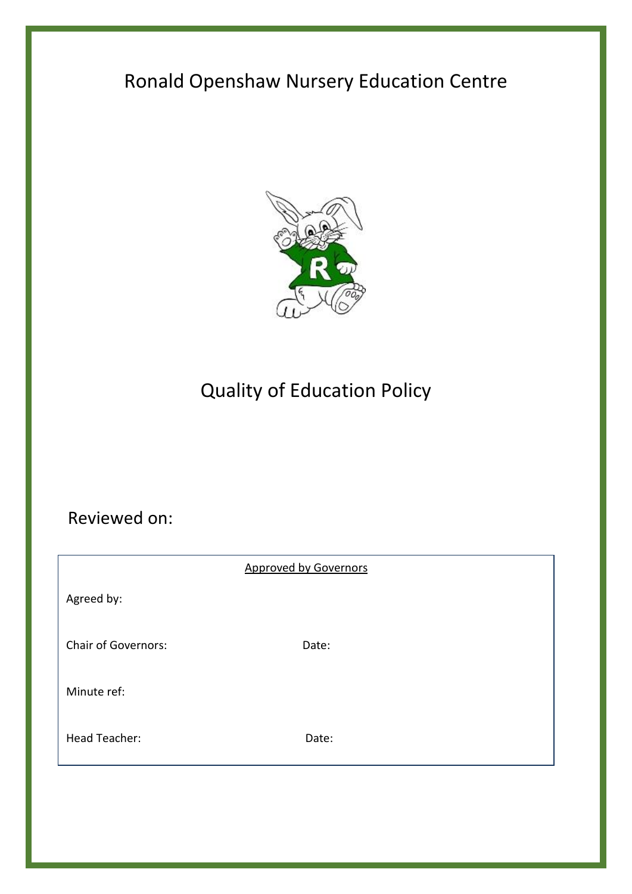# Ronald Openshaw Nursery Education Centre

# Quality of Education Policy

Reviewed on:

Approved by Governors

Agreed by:

Chair of Governors: Date:

Minute ref:

Head Teacher: Date: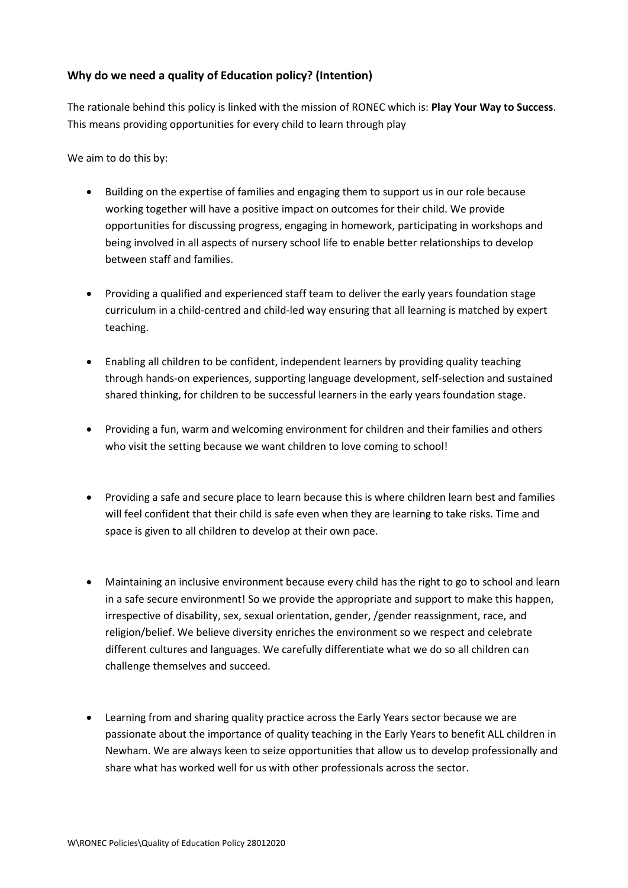### Why do we need a quality of Education policy? (Intention)

The rationale behind this policy is linked with the mission of RONEC which is: **Play Your Way to Success**. This means providing opportunities for every child to learn through play

We aim to do this by:

- Building on the expertise of families and engaging them to support us in our role because working together will have a positive impact on outcomes for their child. We provide opportunities for discussing progress, engaging in homework, participating in workshops and being involved in all aspects of nursery school life to enable better relationships to develop between staff and families.

- Providing a qualified and experienced staff team to deliver the early years foundation stage curriculum in a child-centred and child-led way ensuring that all learning is matched by expert teaching.

- Enabling all children to be confident, independent learners by providing quality teaching through hands-on experiences, supporting language development, self-selection and sustained shared thinking, for children to be successful learners in the early years foundation stage.

- Providing a fun, warm and welcoming environment for children and their families and others who visit the setting because we want children to love coming to school!

- Providing a safe and secure place to learn because this is where children learn best and families will feel confident that their child is safe even when they are learning to take risks. Time and space is given to all children to develop at their own pace.

- Maintaining an inclusive environment because every child has the right to go to school and learn in a safe secure environment! So we provide the appropriate and support to make this happen, irrespective of disability, sex, sexual orientation, gender, /gender reassignment, race, and religion/belief. We believe diversity enriches the environment so we respect and celebrate different cultures and languages. We carefully differentiate what we do so all children can challenge themselves and succeed.

- Learning from and sharing quality practice across the Early Years sector because we are passionate about the importance of quality teaching in the Early Years to benefit ALL children in Newham. We are always keen to seize opportunities that allow us to develop professionally and share what has worked well for us with other professionals across the sector.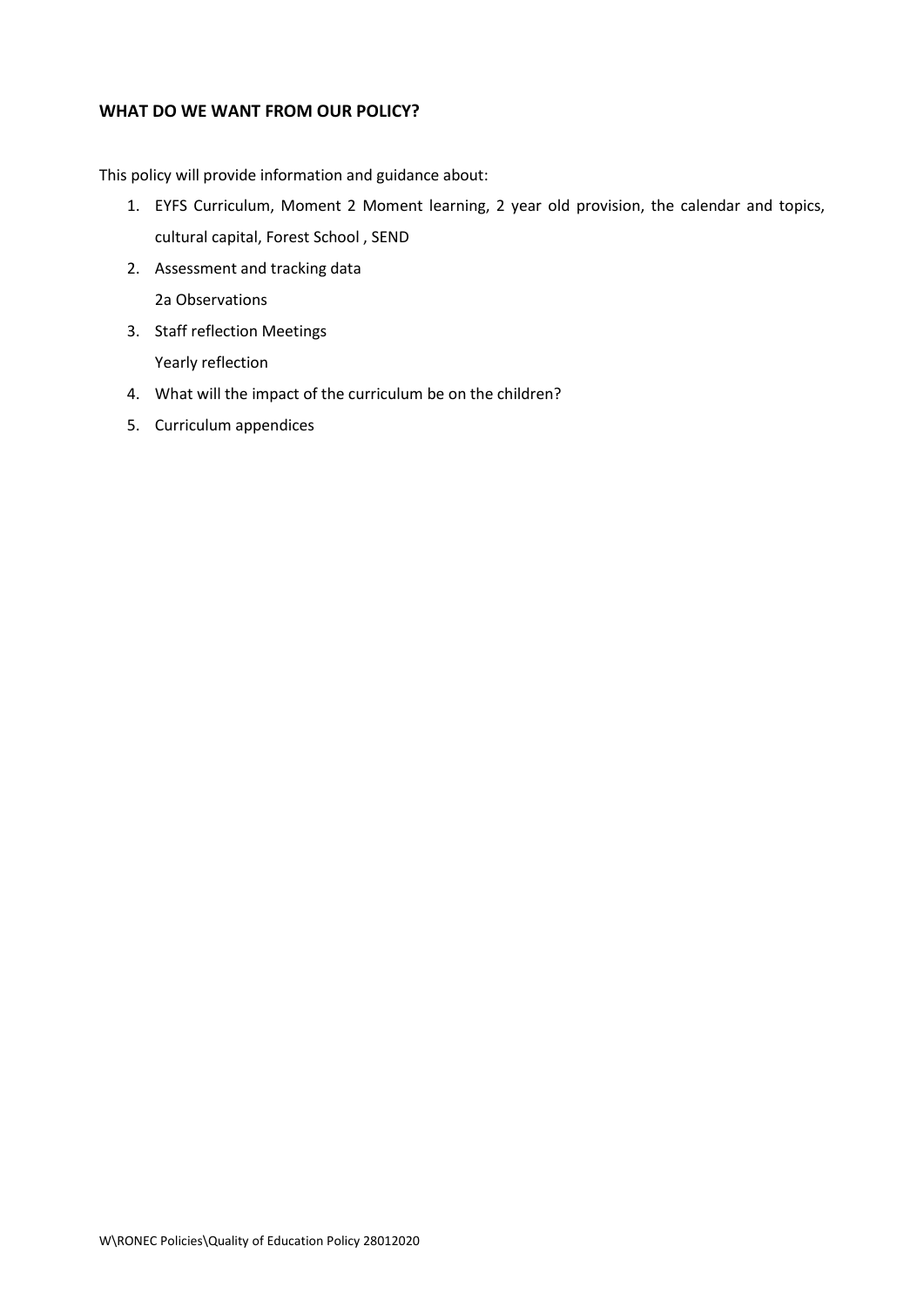## WHAT DO WE WANT FROM OUR POLICY?

This policy will provide information and guidance about:

1. EYFS Curriculum, Moment 2 Moment learning, 2 year old provision, the calendar and topics, cultural capital, Forest School , SEND
2. Assessment and tracking data

   2a Observations
3. Staff reflection Meetings

   Yearly reflection
4. What will the impact of the curriculum be on the children?
5. Curriculum appendices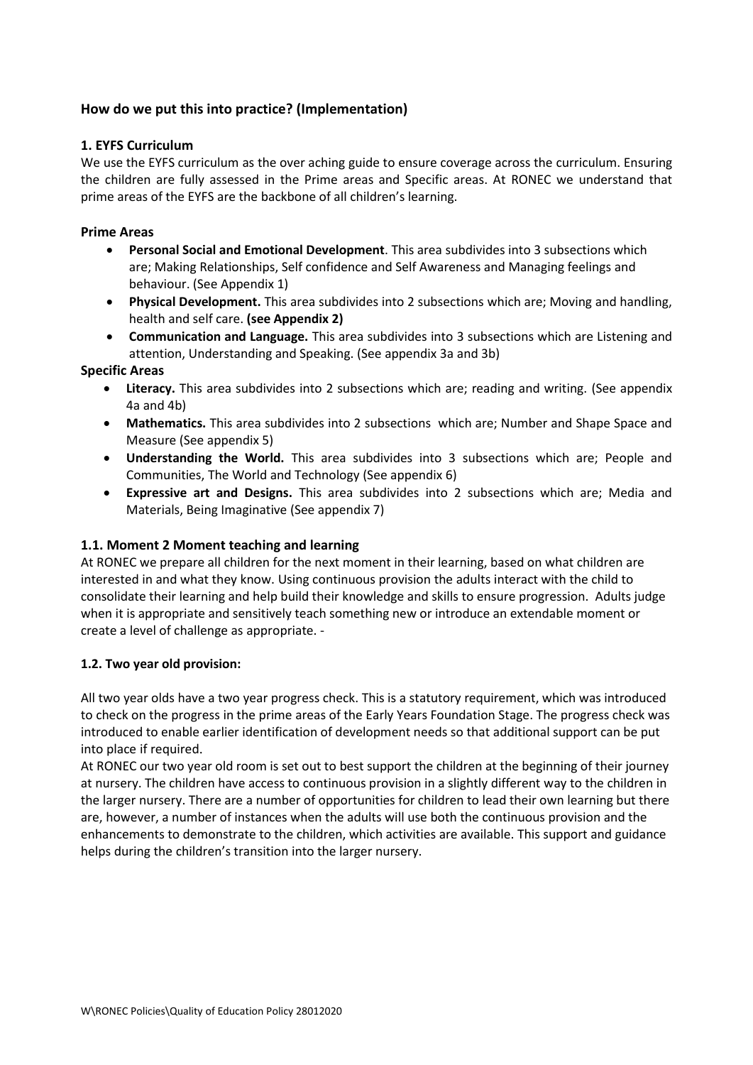## How do we put this into practice? (Implementation)

### 1. EYFS Curriculum

We use the EYFS curriculum as the over aching guide to ensure coverage across the curriculum. Ensuring the children are fully assessed in the Prime areas and Specific areas. At RONEC we understand that prime areas of the EYFS are the backbone of all children's learning.

**Prime Areas**

- **Personal Social and Emotional Development**. This area subdivides into 3 subsections which are; Making Relationships, Self confidence and Self Awareness and Managing feelings and behaviour. (See Appendix 1)
- **Physical Development.** This area subdivides into 2 subsections which are; Moving and handling, health and self care. **(see Appendix 2)**
- **Communication and Language.** This area subdivides into 3 subsections which are Listening and attention, Understanding and Speaking. (See appendix 3a and 3b)

**Specific Areas**

- **Literacy.** This area subdivides into 2 subsections which are; reading and writing. (See appendix 4a and 4b)
- **Mathematics.** This area subdivides into 2 subsections which are; Number and Shape Space and Measure (See appendix 5)
- **Understanding the World.** This area subdivides into 3 subsections which are; People and Communities, The World and Technology (See appendix 6)
- **Expressive art and Designs.** This area subdivides into 2 subsections which are; Media and Materials, Being Imaginative (See appendix 7)

### 1.1. Moment 2 Moment teaching and learning

At RONEC we prepare all children for the next moment in their learning, based on what children are interested in and what they know. Using continuous provision the adults interact with the child to consolidate their learning and help build their knowledge and skills to ensure progression. Adults judge when it is appropriate and sensitively teach something new or introduce an extendable moment or create a level of challenge as appropriate. -

### 1.2. Two year old provision:

All two year olds have a two year progress check. This is a statutory requirement, which was introduced to check on the progress in the prime areas of the Early Years Foundation Stage. The progress check was introduced to enable earlier identification of development needs so that additional support can be put into place if required.

At RONEC our two year old room is set out to best support the children at the beginning of their journey at nursery. The children have access to continuous provision in a slightly different way to the children in the larger nursery. There are a number of opportunities for children to lead their own learning but there are, however, a number of instances when the adults will use both the continuous provision and the enhancements to demonstrate to the children, which activities are available. This support and guidance helps during the children's transition into the larger nursery.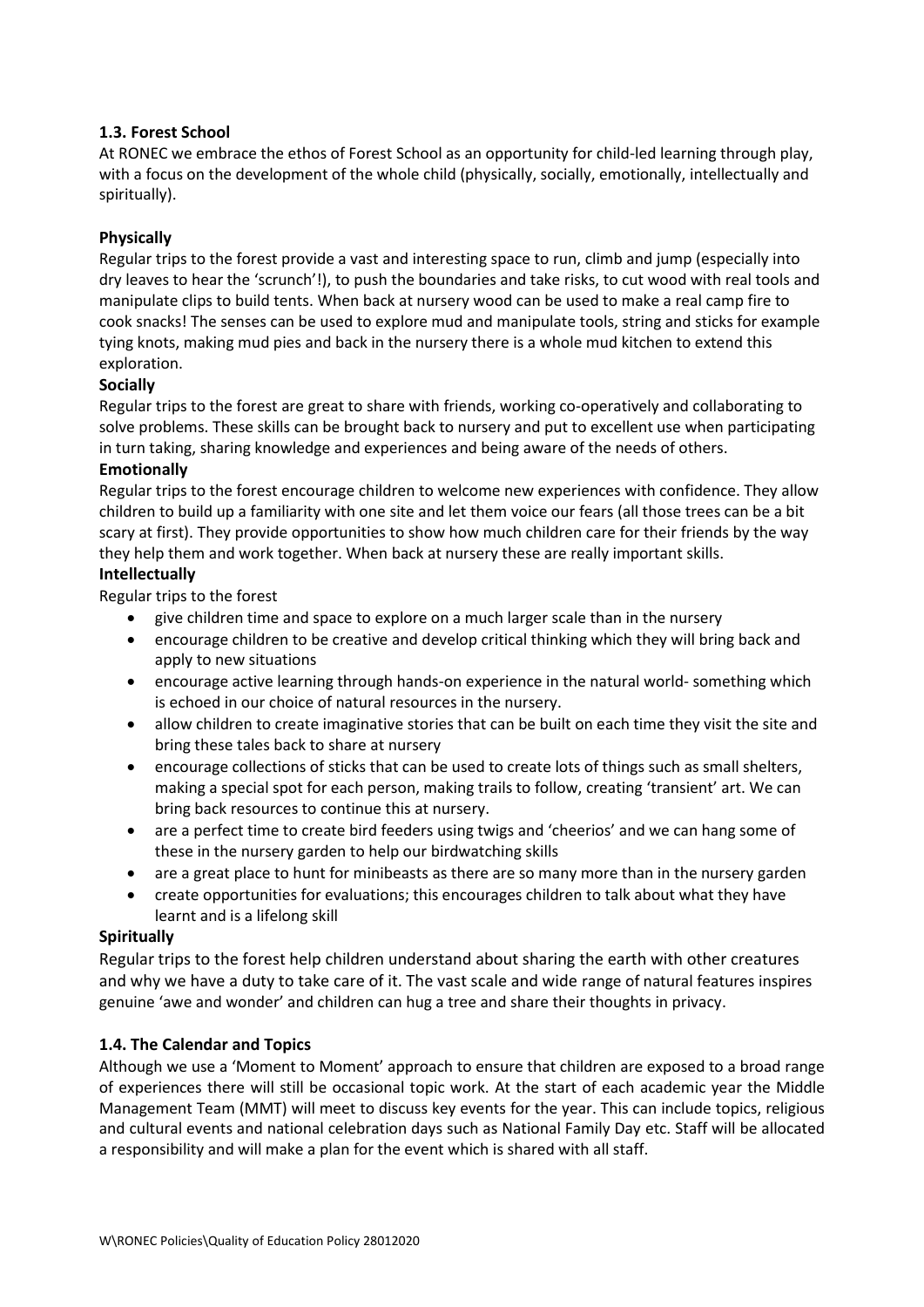### 1.3. Forest School

At RONEC we embrace the ethos of Forest School as an opportunity for child-led learning through play, with a focus on the development of the whole child (physically, socially, emotionally, intellectually and spiritually).

**Physically**

Regular trips to the forest provide a vast and interesting space to run, climb and jump (especially into dry leaves to hear the 'scrunch'!), to push the boundaries and take risks, to cut wood with real tools and manipulate clips to build tents. When back at nursery wood can be used to make a real camp fire to cook snacks! The senses can be used to explore mud and manipulate tools, string and sticks for example tying knots, making mud pies and back in the nursery there is a whole mud kitchen to extend this exploration.

**Socially**

Regular trips to the forest are great to share with friends, working co-operatively and collaborating to solve problems. These skills can be brought back to nursery and put to excellent use when participating in turn taking, sharing knowledge and experiences and being aware of the needs of others.

**Emotionally**

Regular trips to the forest encourage children to welcome new experiences with confidence. They allow children to build up a familiarity with one site and let them voice our fears (all those trees can be a bit scary at first). They provide opportunities to show how much children care for their friends by the way they help them and work together. When back at nursery these are really important skills.

**Intellectually**

Regular trips to the forest

- give children time and space to explore on a much larger scale than in the nursery
- encourage children to be creative and develop critical thinking which they will bring back and apply to new situations
- encourage active learning through hands-on experience in the natural world- something which is echoed in our choice of natural resources in the nursery.
- allow children to create imaginative stories that can be built on each time they visit the site and bring these tales back to share at nursery
- encourage collections of sticks that can be used to create lots of things such as small shelters, making a special spot for each person, making trails to follow, creating 'transient' art. We can bring back resources to continue this at nursery.
- are a perfect time to create bird feeders using twigs and 'cheerios' and we can hang some of these in the nursery garden to help our birdwatching skills
- are a great place to hunt for minibeasts as there are so many more than in the nursery garden
- create opportunities for evaluations; this encourages children to talk about what they have learnt and is a lifelong skill

**Spiritually**

Regular trips to the forest help children understand about sharing the earth with other creatures and why we have a duty to take care of it. The vast scale and wide range of natural features inspires genuine 'awe and wonder' and children can hug a tree and share their thoughts in privacy.

### 1.4. The Calendar and Topics

Although we use a 'Moment to Moment' approach to ensure that children are exposed to a broad range of experiences there will still be occasional topic work. At the start of each academic year the Middle Management Team (MMT) will meet to discuss key events for the year. This can include topics, religious and cultural events and national celebration days such as National Family Day etc. Staff will be allocated a responsibility and will make a plan for the event which is shared with all staff.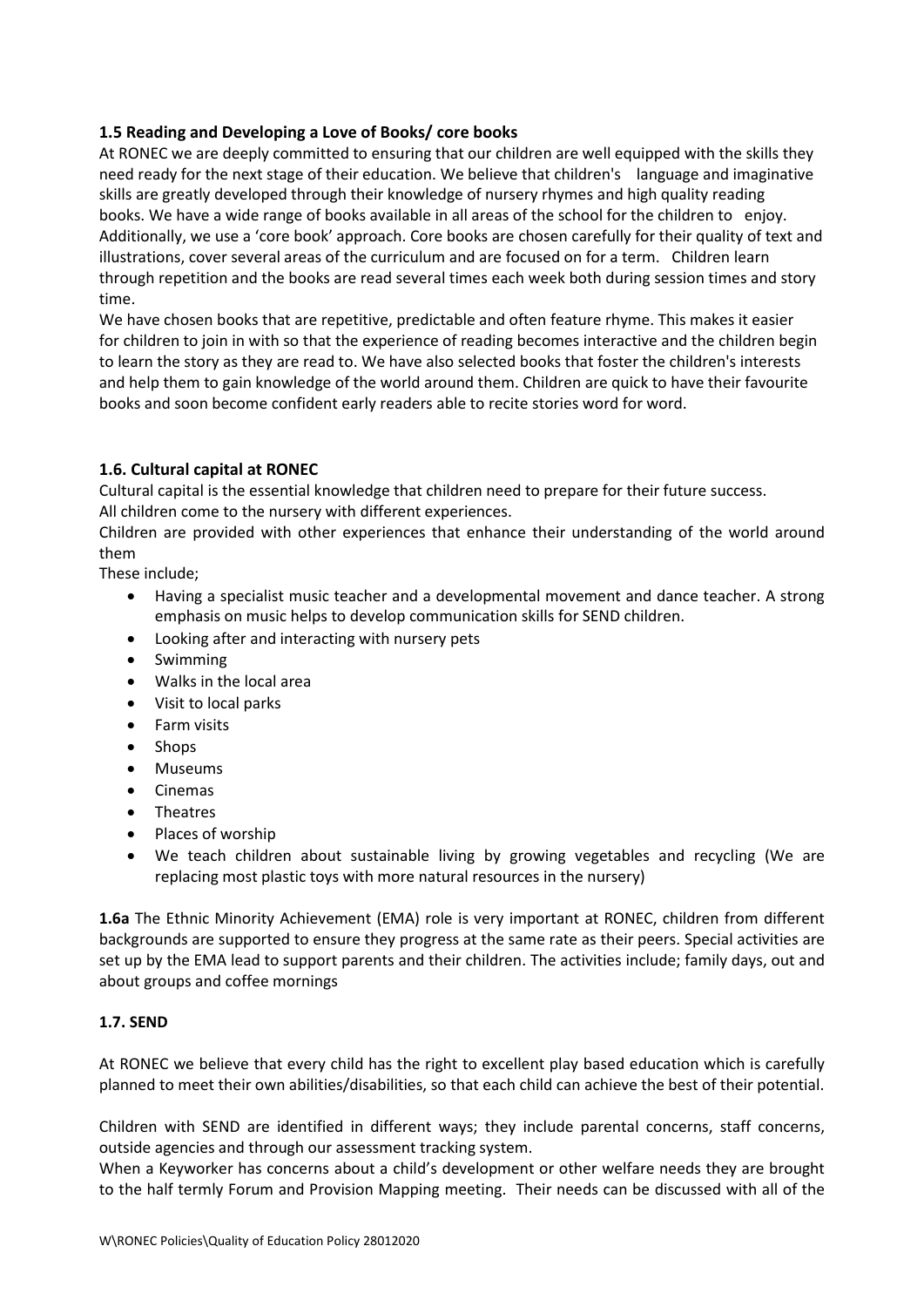### 1.5 Reading and Developing a Love of Books/ core books

At RONEC we are deeply committed to ensuring that our children are well equipped with the skills they need ready for the next stage of their education. We believe that children's language and imaginative skills are greatly developed through their knowledge of nursery rhymes and high quality reading books. We have a wide range of books available in all areas of the school for the children to enjoy. Additionally, we use a 'core book' approach. Core books are chosen carefully for their quality of text and illustrations, cover several areas of the curriculum and are focused on for a term. Children learn through repetition and the books are read several times each week both during session times and story time.

We have chosen books that are repetitive, predictable and often feature rhyme. This makes it easier for children to join in with so that the experience of reading becomes interactive and the children begin to learn the story as they are read to. We have also selected books that foster the children's interests and help them to gain knowledge of the world around them. Children are quick to have their favourite books and soon become confident early readers able to recite stories word for word.

### 1.6. Cultural capital at RONEC

Cultural capital is the essential knowledge that children need to prepare for their future success.
All children come to the nursery with different experiences.

Children are provided with other experiences that enhance their understanding of the world around them

These include;

- Having a specialist music teacher and a developmental movement and dance teacher. A strong emphasis on music helps to develop communication skills for SEND children.
- Looking after and interacting with nursery pets
- Swimming
- Walks in the local area
- Visit to local parks
- Farm visits
- Shops
- Museums
- Cinemas
- Theatres
- Places of worship
- We teach children about sustainable living by growing vegetables and recycling (We are replacing most plastic toys with more natural resources in the nursery)

**1.6a** The Ethnic Minority Achievement (EMA) role is very important at RONEC, children from different backgrounds are supported to ensure they progress at the same rate as their peers. Special activities are set up by the EMA lead to support parents and their children. The activities include; family days, out and about groups and coffee mornings

### 1.7. SEND

At RONEC we believe that every child has the right to excellent play based education which is carefully planned to meet their own abilities/disabilities, so that each child can achieve the best of their potential.

Children with SEND are identified in different ways; they include parental concerns, staff concerns, outside agencies and through our assessment tracking system.

When a Keyworker has concerns about a child's development or other welfare needs they are brought to the half termly Forum and Provision Mapping meeting. Their needs can be discussed with all of the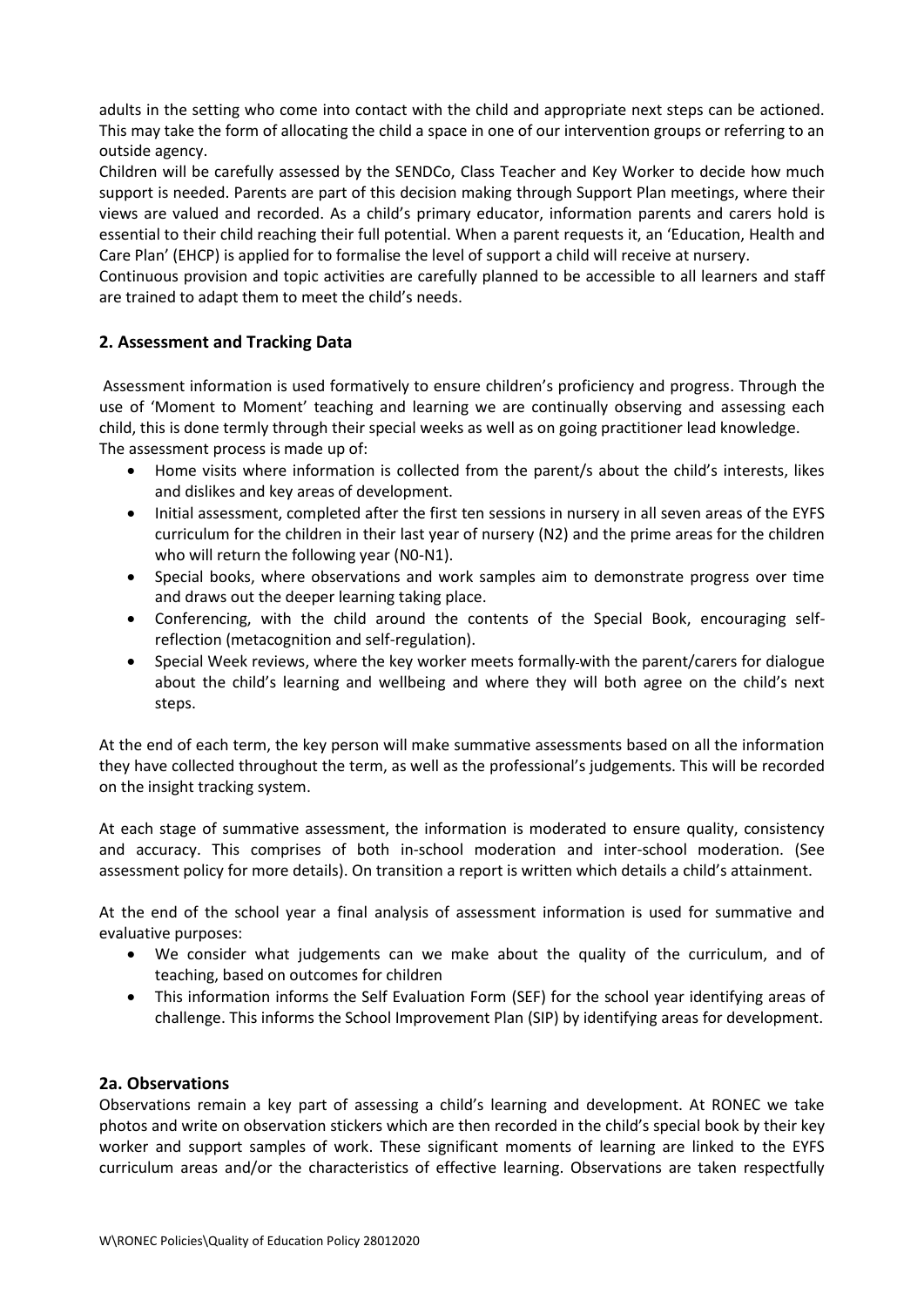adults in the setting who come into contact with the child and appropriate next steps can be actioned. This may take the form of allocating the child a space in one of our intervention groups or referring to an outside agency.

Children will be carefully assessed by the SENDCo, Class Teacher and Key Worker to decide how much support is needed. Parents are part of this decision making through Support Plan meetings, where their views are valued and recorded. As a child's primary educator, information parents and carers hold is essential to their child reaching their full potential. When a parent requests it, an 'Education, Health and Care Plan' (EHCP) is applied for to formalise the level of support a child will receive at nursery.

Continuous provision and topic activities are carefully planned to be accessible to all learners and staff are trained to adapt them to meet the child's needs.

## 2. Assessment and Tracking Data

Assessment information is used formatively to ensure children's proficiency and progress. Through the use of 'Moment to Moment' teaching and learning we are continually observing and assessing each child, this is done termly through their special weeks as well as on going practitioner lead knowledge.

The assessment process is made up of:

- Home visits where information is collected from the parent/s about the child's interests, likes and dislikes and key areas of development.
- Initial assessment, completed after the first ten sessions in nursery in all seven areas of the EYFS curriculum for the children in their last year of nursery (N2) and the prime areas for the children who will return the following year (N0-N1).
- Special books, where observations and work samples aim to demonstrate progress over time and draws out the deeper learning taking place.
- Conferencing, with the child around the contents of the Special Book, encouraging self-reflection (metacognition and self-regulation).
- Special Week reviews, where the key worker meets formally with the parent/carers for dialogue about the child's learning and wellbeing and where they will both agree on the child's next steps.

At the end of each term, the key person will make summative assessments based on all the information they have collected throughout the term, as well as the professional's judgements. This will be recorded on the insight tracking system.

At each stage of summative assessment, the information is moderated to ensure quality, consistency and accuracy. This comprises of both in-school moderation and inter-school moderation. (See assessment policy for more details). On transition a report is written which details a child's attainment.

At the end of the school year a final analysis of assessment information is used for summative and evaluative purposes:

- We consider what judgements can we make about the quality of the curriculum, and of teaching, based on outcomes for children
- This information informs the Self Evaluation Form (SEF) for the school year identifying areas of challenge. This informs the School Improvement Plan (SIP) by identifying areas for development.

### 2a. Observations

Observations remain a key part of assessing a child's learning and development. At RONEC we take photos and write on observation stickers which are then recorded in the child's special book by their key worker and support samples of work. These significant moments of learning are linked to the EYFS curriculum areas and/or the characteristics of effective learning. Observations are taken respectfully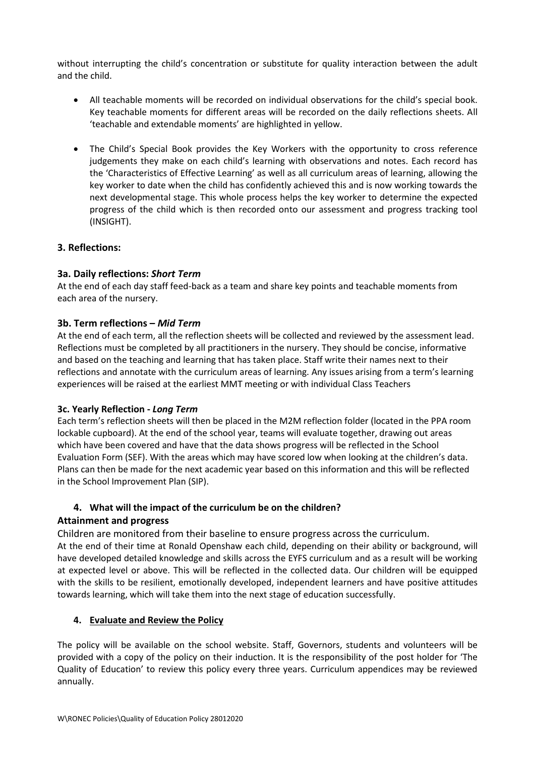without interrupting the child's concentration or substitute for quality interaction between the adult and the child.

- All teachable moments will be recorded on individual observations for the child's special book. Key teachable moments for different areas will be recorded on the daily reflections sheets. All 'teachable and extendable moments' are highlighted in yellow.

- The Child's Special Book provides the Key Workers with the opportunity to cross reference judgements they make on each child's learning with observations and notes. Each record has the 'Characteristics of Effective Learning' as well as all curriculum areas of learning, allowing the key worker to date when the child has confidently achieved this and is now working towards the next developmental stage. This whole process helps the key worker to determine the expected progress of the child which is then recorded onto our assessment and progress tracking tool (INSIGHT).

### 3. Reflections:

#### 3a. Daily reflections: *Short Term*

At the end of each day staff feed-back as a team and share key points and teachable moments from each area of the nursery.

#### 3b. Term reflections – *Mid Term*

At the end of each term, all the reflection sheets will be collected and reviewed by the assessment lead. Reflections must be completed by all practitioners in the nursery. They should be concise, informative and based on the teaching and learning that has taken place. Staff write their names next to their reflections and annotate with the curriculum areas of learning. Any issues arising from a term's learning experiences will be raised at the earliest MMT meeting or with individual Class Teachers

#### 3c. Yearly Reflection - *Long Term*

Each term's reflection sheets will then be placed in the M2M reflection folder (located in the PPA room lockable cupboard). At the end of the school year, teams will evaluate together, drawing out areas which have been covered and have that the data shows progress will be reflected in the School Evaluation Form (SEF). With the areas which may have scored low when looking at the children's data. Plans can then be made for the next academic year based on this information and this will be reflected in the School Improvement Plan (SIP).

### 4. What will the impact of the curriculum be on the children?

**Attainment and progress**

Children are monitored from their baseline to ensure progress across the curriculum.

At the end of their time at Ronald Openshaw each child, depending on their ability or background, will have developed detailed knowledge and skills across the EYFS curriculum and as a result will be working at expected level or above. This will be reflected in the collected data. Our children will be equipped with the skills to be resilient, emotionally developed, independent learners and have positive attitudes towards learning, which will take them into the next stage of education successfully.

### 4. <u>Evaluate and Review the Policy</u>

The policy will be available on the school website. Staff, Governors, students and volunteers will be provided with a copy of the policy on their induction. It is the responsibility of the post holder for 'The Quality of Education' to review this policy every three years. Curriculum appendices may be reviewed annually.

W\RONEC Policies\Quality of Education Policy 28012020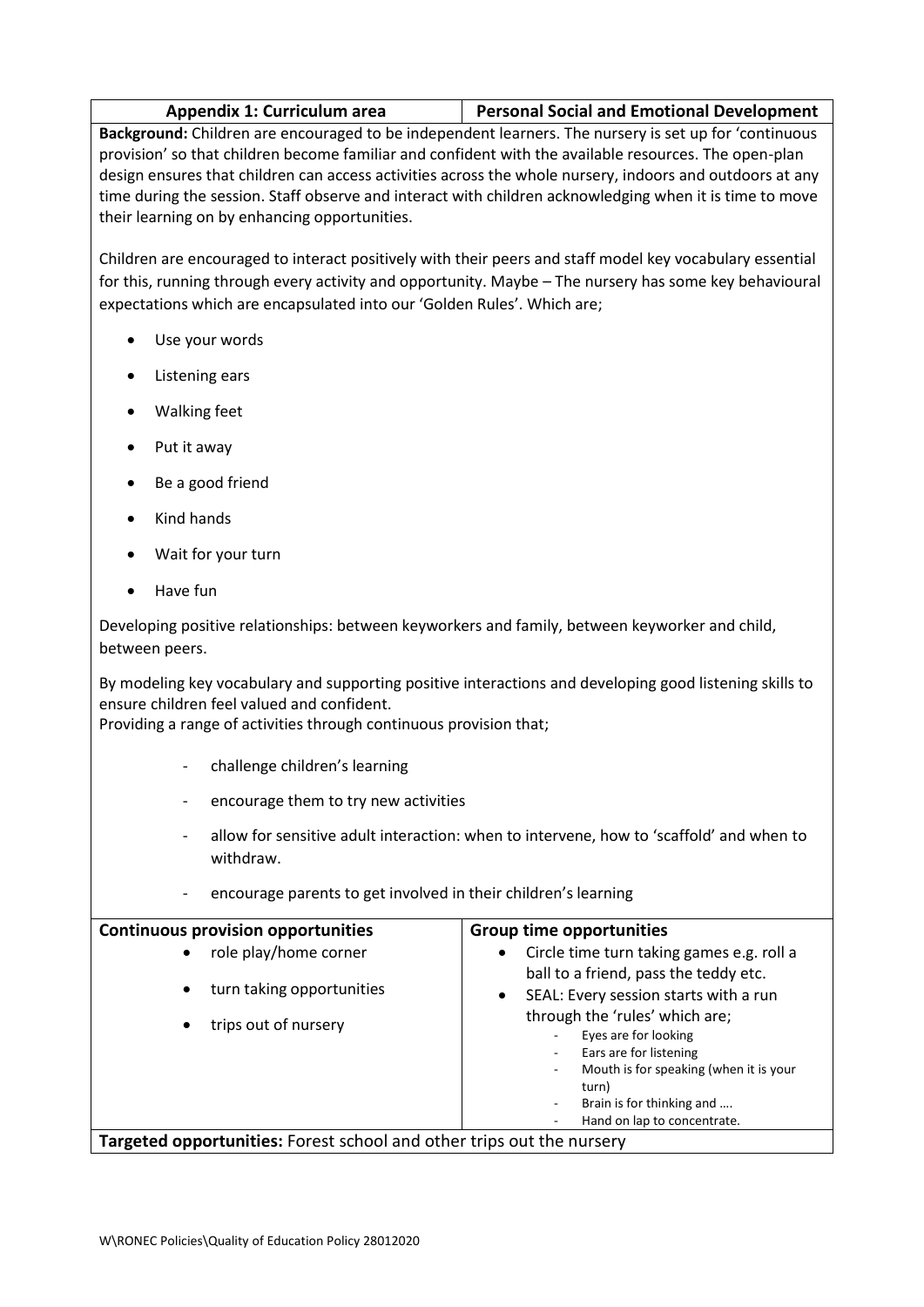| Appendix 1: Curriculum area | Personal Social and Emotional Development |
|---|---|

**Background:** Children are encouraged to be independent learners. The nursery is set up for 'continuous provision' so that children become familiar and confident with the available resources. The open-plan design ensures that children can access activities across the whole nursery, indoors and outdoors at any time during the session. Staff observe and interact with children acknowledging when it is time to move their learning on by enhancing opportunities.

Children are encouraged to interact positively with their peers and staff model key vocabulary essential for this, running through every activity and opportunity. Maybe – The nursery has some key behavioural expectations which are encapsulated into our 'Golden Rules'. Which are;

- Use your words
- Listening ears
- Walking feet
- Put it away
- Be a good friend
- Kind hands
- Wait for your turn
- Have fun

Developing positive relationships: between keyworkers and family, between keyworker and child, between peers.

By modeling key vocabulary and supporting positive interactions and developing good listening skills to ensure children feel valued and confident.
Providing a range of activities through continuous provision that;

- challenge children's learning
- encourage them to try new activities
- allow for sensitive adult interaction: when to intervene, how to 'scaffold' and when to withdraw.
- encourage parents to get involved in their children's learning

| Continuous provision opportunities | Group time opportunities |
|---|---|
| • role play/home corner<br>• turn taking opportunities<br>• trips out of nursery | • Circle time turn taking games e.g. roll a ball to a friend, pass the teddy etc.<br>• SEAL: Every session starts with a run through the 'rules' which are;<br>- Eyes are for looking<br>- Ears are for listening<br>- Mouth is for speaking (when it is your turn)<br>- Brain is for thinking and ….<br>- Hand on lap to concentrate. |

**Targeted opportunities:** Forest school and other trips out the nursery

W\RONEC Policies\Quality of Education Policy 28012020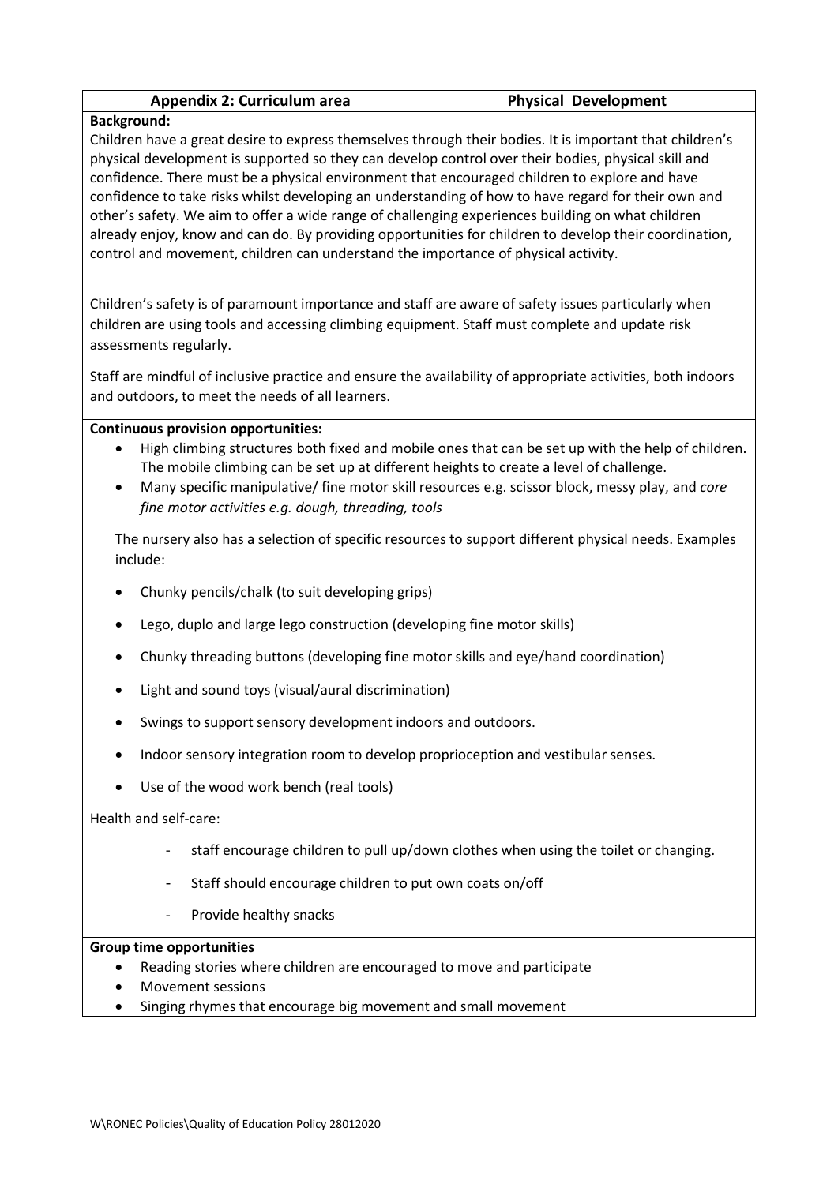| Appendix 2: Curriculum area | Physical Development |
|---|---|

**Background:**

Children have a great desire to express themselves through their bodies. It is important that children's physical development is supported so they can develop control over their bodies, physical skill and confidence. There must be a physical environment that encouraged children to explore and have confidence to take risks whilst developing an understanding of how to have regard for their own and other's safety. We aim to offer a wide range of challenging experiences building on what children already enjoy, know and can do. By providing opportunities for children to develop their coordination, control and movement, children can understand the importance of physical activity.

Children's safety is of paramount importance and staff are aware of safety issues particularly when children are using tools and accessing climbing equipment. Staff must complete and update risk assessments regularly.

Staff are mindful of inclusive practice and ensure the availability of appropriate activities, both indoors and outdoors, to meet the needs of all learners.

**Continuous provision opportunities:**

- High climbing structures both fixed and mobile ones that can be set up with the help of children. The mobile climbing can be set up at different heights to create a level of challenge.
- Many specific manipulative/ fine motor skill resources e.g. scissor block, messy play, and *core fine motor activities e.g. dough, threading, tools*

The nursery also has a selection of specific resources to support different physical needs. Examples include:

- Chunky pencils/chalk (to suit developing grips)
- Lego, duplo and large lego construction (developing fine motor skills)
- Chunky threading buttons (developing fine motor skills and eye/hand coordination)
- Light and sound toys (visual/aural discrimination)
- Swings to support sensory development indoors and outdoors.
- Indoor sensory integration room to develop proprioception and vestibular senses.
- Use of the wood work bench (real tools)

Health and self-care:

- staff encourage children to pull up/down clothes when using the toilet or changing.
- Staff should encourage children to put own coats on/off
- Provide healthy snacks

**Group time opportunities**

- Reading stories where children are encouraged to move and participate
- Movement sessions
- Singing rhymes that encourage big movement and small movement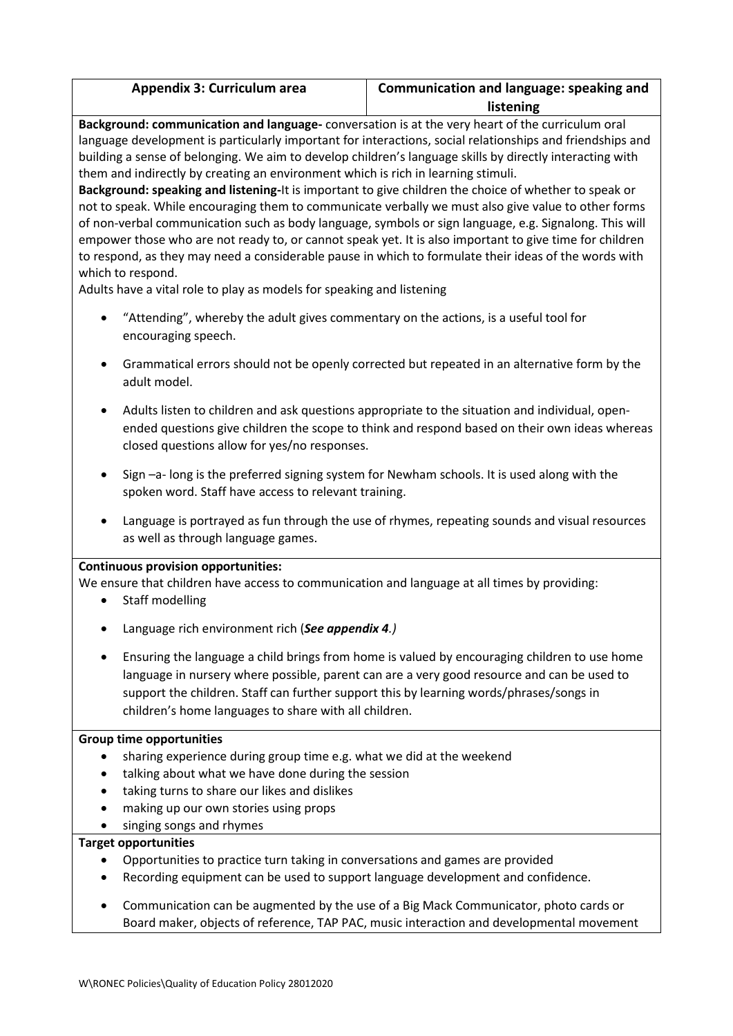| Appendix 3: Curriculum area | Communication and language: speaking and listening |
|---|---|

**Background: communication and language-** conversation is at the very heart of the curriculum oral language development is particularly important for interactions, social relationships and friendships and building a sense of belonging. We aim to develop children's language skills by directly interacting with them and indirectly by creating an environment which is rich in learning stimuli.

**Background: speaking and listening-**It is important to give children the choice of whether to speak or not to speak. While encouraging them to communicate verbally we must also give value to other forms of non-verbal communication such as body language, symbols or sign language, e.g. Signalong. This will empower those who are not ready to, or cannot speak yet. It is also important to give time for children to respond, as they may need a considerable pause in which to formulate their ideas of the words with which to respond.

Adults have a vital role to play as models for speaking and listening

- "Attending", whereby the adult gives commentary on the actions, is a useful tool for encouraging speech.
- Grammatical errors should not be openly corrected but repeated in an alternative form by the adult model.
- Adults listen to children and ask questions appropriate to the situation and individual, open-ended questions give children the scope to think and respond based on their own ideas whereas closed questions allow for yes/no responses.
- Sign –a- long is the preferred signing system for Newham schools. It is used along with the spoken word. Staff have access to relevant training.
- Language is portrayed as fun through the use of rhymes, repeating sounds and visual resources as well as through language games.

**Continuous provision opportunities:**

We ensure that children have access to communication and language at all times by providing:

- Staff modelling
- Language rich environment rich (***See appendix 4****.)*
- Ensuring the language a child brings from home is valued by encouraging children to use home language in nursery where possible, parent can are a very good resource and can be used to support the children. Staff can further support this by learning words/phrases/songs in children's home languages to share with all children.

**Group time opportunities**

- sharing experience during group time e.g. what we did at the weekend
- talking about what we have done during the session
- taking turns to share our likes and dislikes
- making up our own stories using props
- singing songs and rhymes

**Target opportunities**

- Opportunities to practice turn taking in conversations and games are provided
- Recording equipment can be used to support language development and confidence.
- Communication can be augmented by the use of a Big Mack Communicator, photo cards or Board maker, objects of reference, TAP PAC, music interaction and developmental movement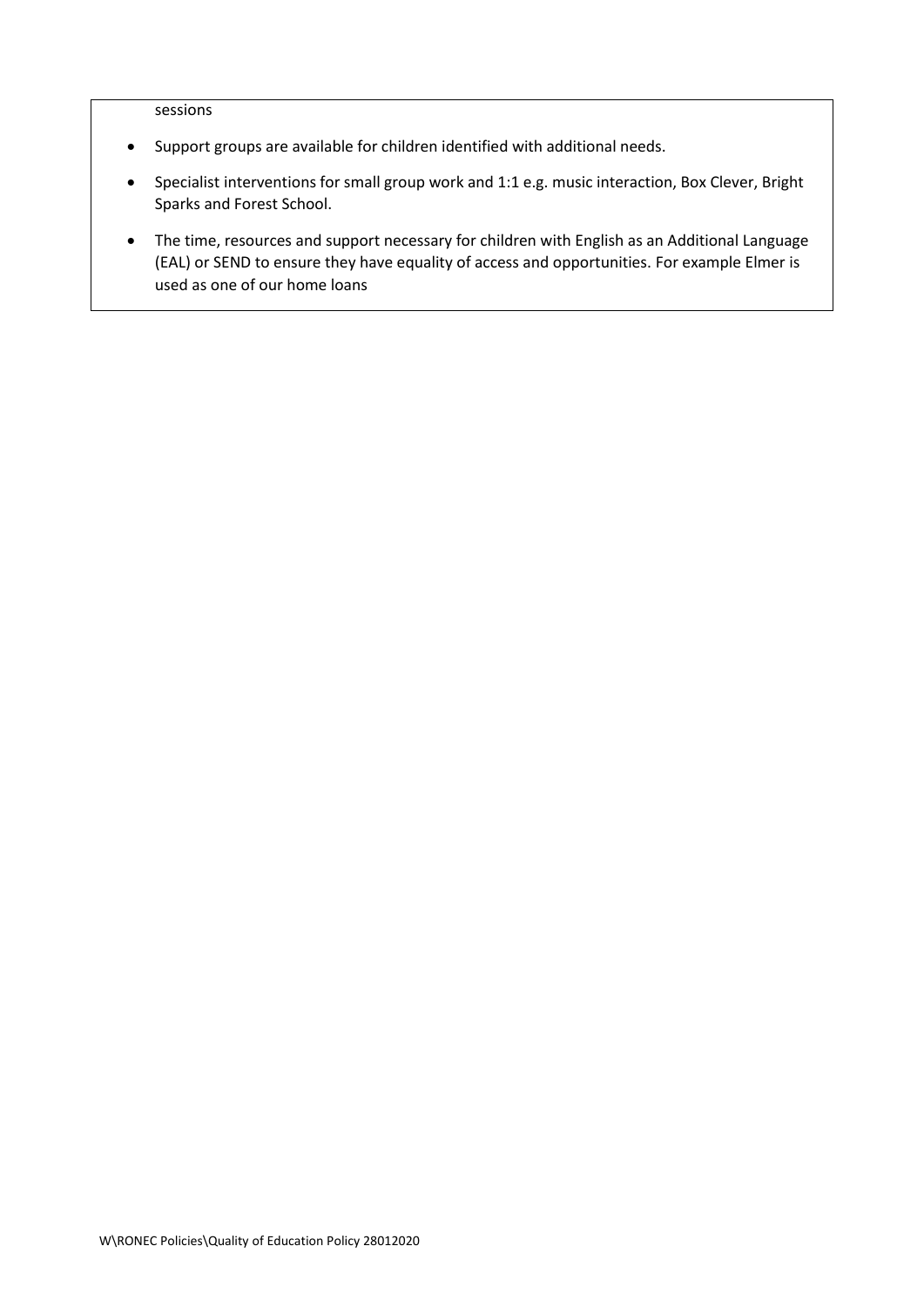sessions

- Support groups are available for children identified with additional needs.
- Specialist interventions for small group work and 1:1 e.g. music interaction, Box Clever, Bright Sparks and Forest School.
- The time, resources and support necessary for children with English as an Additional Language (EAL) or SEND to ensure they have equality of access and opportunities. For example Elmer is used as one of our home loans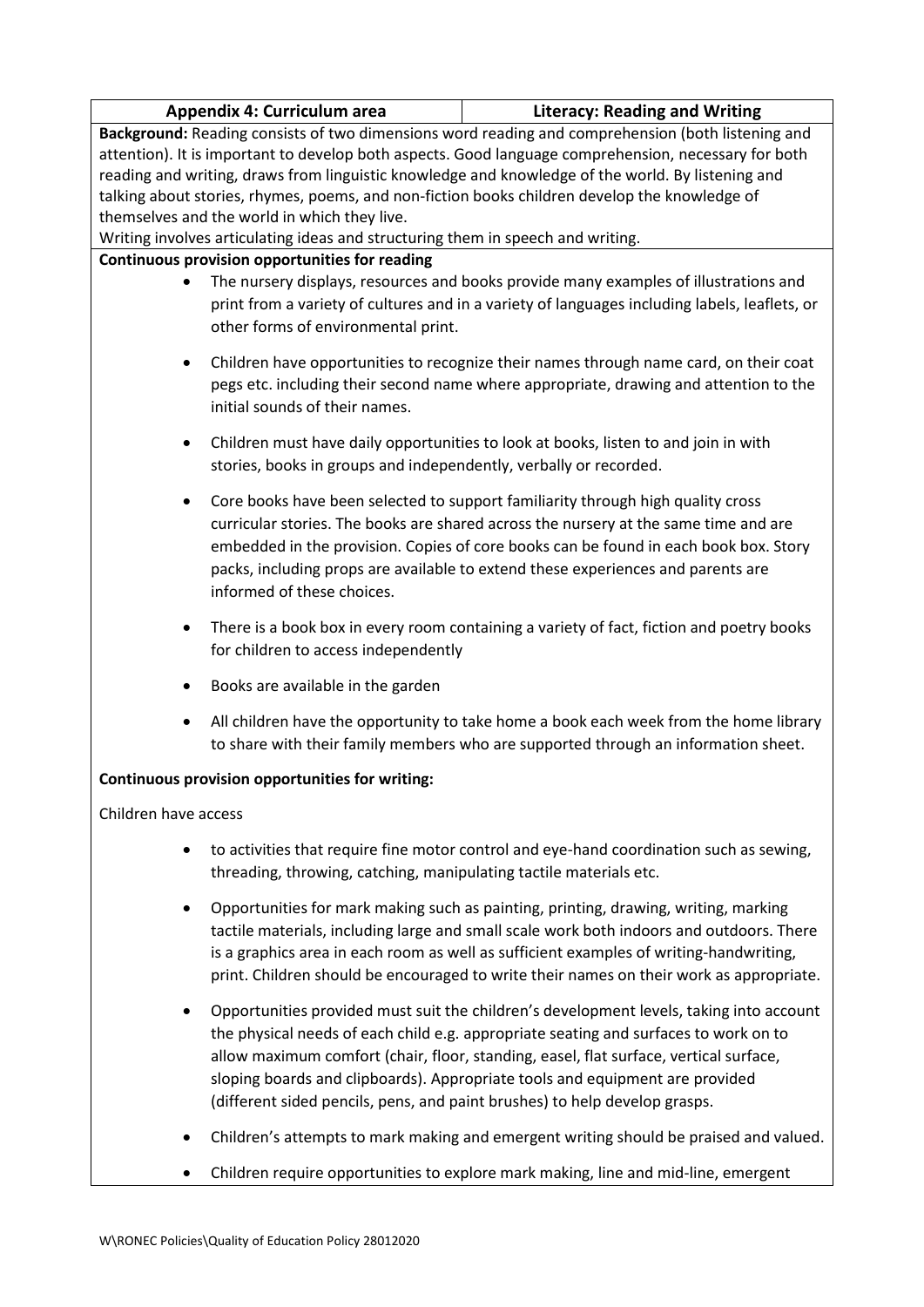| Appendix 4: Curriculum area | Literacy: Reading and Writing |
| --- | --- |

**Background:** Reading consists of two dimensions word reading and comprehension (both listening and attention). It is important to develop both aspects. Good language comprehension, necessary for both reading and writing, draws from linguistic knowledge and knowledge of the world. By listening and talking about stories, rhymes, poems, and non-fiction books children develop the knowledge of themselves and the world in which they live.

Writing involves articulating ideas and structuring them in speech and writing.

**Continuous provision opportunities for reading**

- The nursery displays, resources and books provide many examples of illustrations and print from a variety of cultures and in a variety of languages including labels, leaflets, or other forms of environmental print.
- Children have opportunities to recognize their names through name card, on their coat pegs etc. including their second name where appropriate, drawing and attention to the initial sounds of their names.
- Children must have daily opportunities to look at books, listen to and join in with stories, books in groups and independently, verbally or recorded.
- Core books have been selected to support familiarity through high quality cross curricular stories. The books are shared across the nursery at the same time and are embedded in the provision. Copies of core books can be found in each book box. Story packs, including props are available to extend these experiences and parents are informed of these choices.
- There is a book box in every room containing a variety of fact, fiction and poetry books for children to access independently
- Books are available in the garden
- All children have the opportunity to take home a book each week from the home library to share with their family members who are supported through an information sheet.

**Continuous provision opportunities for writing:**

Children have access

- to activities that require fine motor control and eye-hand coordination such as sewing, threading, throwing, catching, manipulating tactile materials etc.
- Opportunities for mark making such as painting, printing, drawing, writing, marking tactile materials, including large and small scale work both indoors and outdoors. There is a graphics area in each room as well as sufficient examples of writing-handwriting, print. Children should be encouraged to write their names on their work as appropriate.
- Opportunities provided must suit the children's development levels, taking into account the physical needs of each child e.g. appropriate seating and surfaces to work on to allow maximum comfort (chair, floor, standing, easel, flat surface, vertical surface, sloping boards and clipboards). Appropriate tools and equipment are provided (different sided pencils, pens, and paint brushes) to help develop grasps.
- Children's attempts to mark making and emergent writing should be praised and valued.
- Children require opportunities to explore mark making, line and mid-line, emergent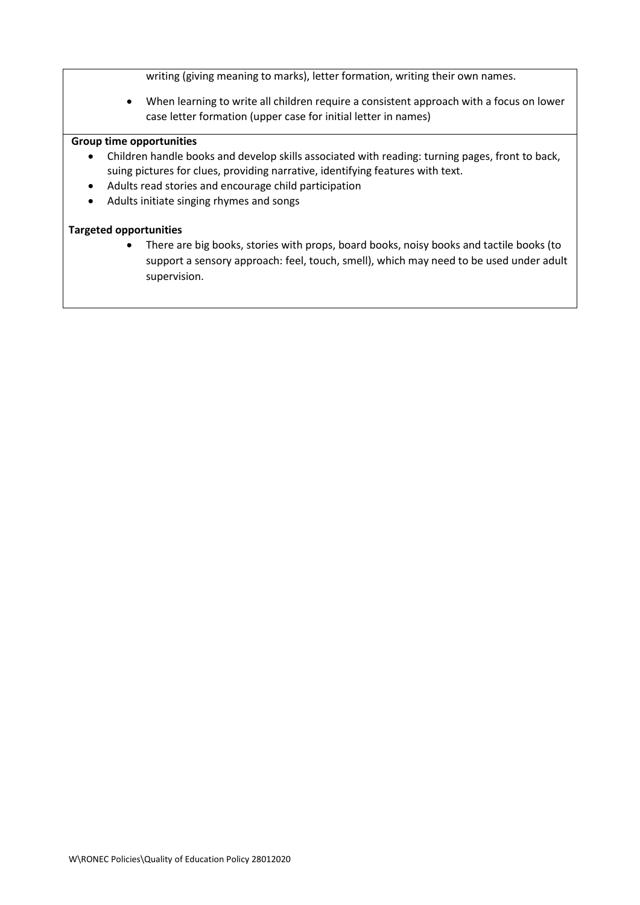writing (giving meaning to marks), letter formation, writing their own names.

- When learning to write all children require a consistent approach with a focus on lower case letter formation (upper case for initial letter in names)

**Group time opportunities**

- Children handle books and develop skills associated with reading: turning pages, front to back, suing pictures for clues, providing narrative, identifying features with text.
- Adults read stories and encourage child participation
- Adults initiate singing rhymes and songs

**Targeted opportunities**

- There are big books, stories with props, board books, noisy books and tactile books (to support a sensory approach: feel, touch, smell), which may need to be used under adult supervision.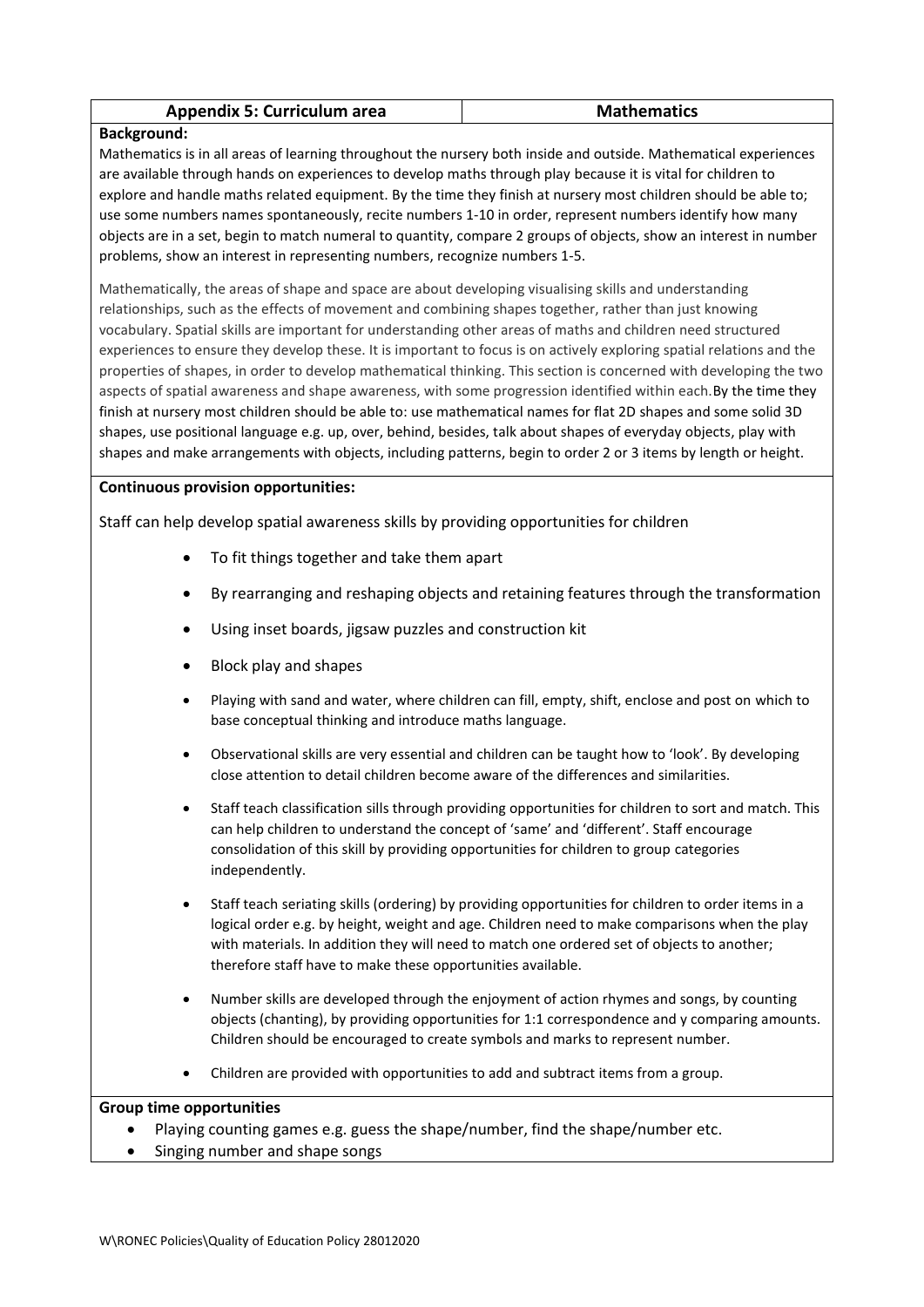| Appendix 5: Curriculum area | Mathematics |
|---|---|

**Background:**

Mathematics is in all areas of learning throughout the nursery both inside and outside. Mathematical experiences are available through hands on experiences to develop maths through play because it is vital for children to explore and handle maths related equipment. By the time they finish at nursery most children should be able to; use some numbers names spontaneously, recite numbers 1-10 in order, represent numbers identify how many objects are in a set, begin to match numeral to quantity, compare 2 groups of objects, show an interest in number problems, show an interest in representing numbers, recognize numbers 1-5.

Mathematically, the areas of shape and space are about developing visualising skills and understanding relationships, such as the effects of movement and combining shapes together, rather than just knowing vocabulary. Spatial skills are important for understanding other areas of maths and children need structured experiences to ensure they develop these. It is important to focus is on actively exploring spatial relations and the properties of shapes, in order to develop mathematical thinking. This section is concerned with developing the two aspects of spatial awareness and shape awareness, with some progression identified within each.By the time they finish at nursery most children should be able to: use mathematical names for flat 2D shapes and some solid 3D shapes, use positional language e.g. up, over, behind, besides, talk about shapes of everyday objects, play with shapes and make arrangements with objects, including patterns, begin to order 2 or 3 items by length or height.

**Continuous provision opportunities:**

Staff can help develop spatial awareness skills by providing opportunities for children

- To fit things together and take them apart
- By rearranging and reshaping objects and retaining features through the transformation
- Using inset boards, jigsaw puzzles and construction kit
- Block play and shapes
- Playing with sand and water, where children can fill, empty, shift, enclose and post on which to base conceptual thinking and introduce maths language.
- Observational skills are very essential and children can be taught how to 'look'. By developing close attention to detail children become aware of the differences and similarities.
- Staff teach classification sills through providing opportunities for children to sort and match. This can help children to understand the concept of 'same' and 'different'. Staff encourage consolidation of this skill by providing opportunities for children to group categories independently.
- Staff teach seriating skills (ordering) by providing opportunities for children to order items in a logical order e.g. by height, weight and age. Children need to make comparisons when the play with materials. In addition they will need to match one ordered set of objects to another; therefore staff have to make these opportunities available.
- Number skills are developed through the enjoyment of action rhymes and songs, by counting objects (chanting), by providing opportunities for 1:1 correspondence and y comparing amounts. Children should be encouraged to create symbols and marks to represent number.
- Children are provided with opportunities to add and subtract items from a group.

**Group time opportunities**

- Playing counting games e.g. guess the shape/number, find the shape/number etc.
- Singing number and shape songs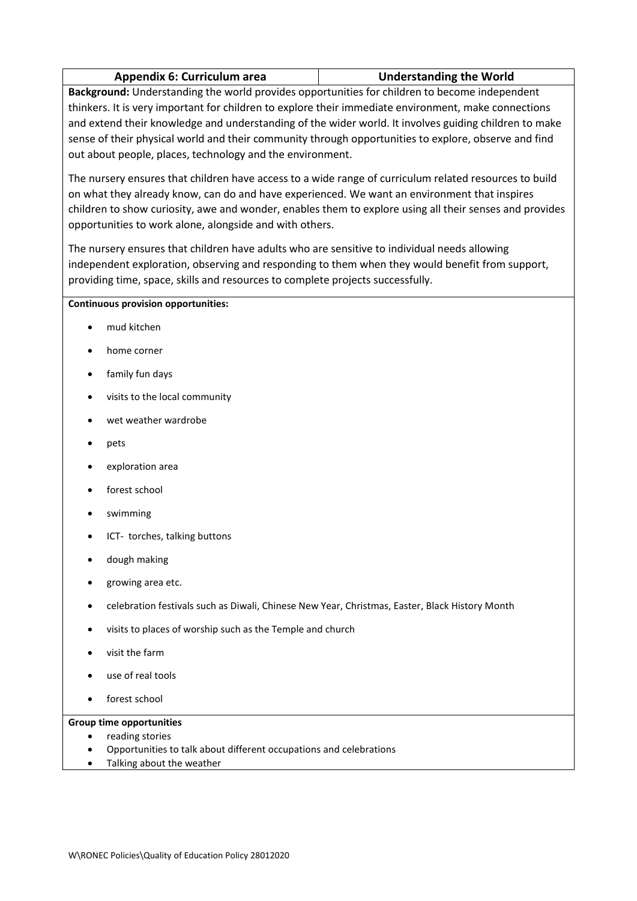| Appendix 6: Curriculum area | Understanding the World |
|---|---|

**Background:** Understanding the world provides opportunities for children to become independent thinkers. It is very important for children to explore their immediate environment, make connections and extend their knowledge and understanding of the wider world. It involves guiding children to make sense of their physical world and their community through opportunities to explore, observe and find out about people, places, technology and the environment.

The nursery ensures that children have access to a wide range of curriculum related resources to build on what they already know, can do and have experienced. We want an environment that inspires children to show curiosity, awe and wonder, enables them to explore using all their senses and provides opportunities to work alone, alongside and with others.

The nursery ensures that children have adults who are sensitive to individual needs allowing independent exploration, observing and responding to them when they would benefit from support, providing time, space, skills and resources to complete projects successfully.

**Continuous provision opportunities:**

- mud kitchen
- home corner
- family fun days
- visits to the local community
- wet weather wardrobe
- pets
- exploration area
- forest school
- swimming
- ICT- torches, talking buttons
- dough making
- growing area etc.
- celebration festivals such as Diwali, Chinese New Year, Christmas, Easter, Black History Month
- visits to places of worship such as the Temple and church
- visit the farm
- use of real tools
- forest school

**Group time opportunities**

- reading stories
- Opportunities to talk about different occupations and celebrations
- Talking about the weather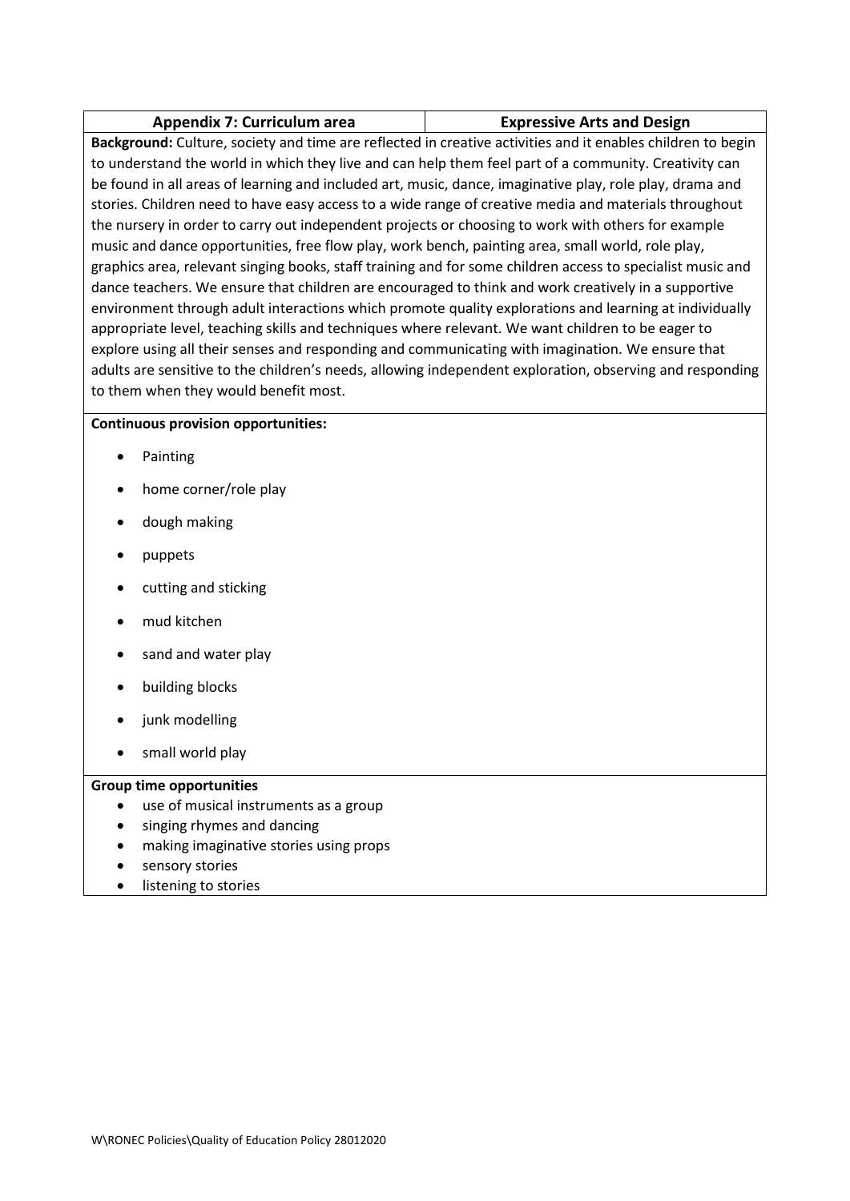| Appendix 7: Curriculum area | Expressive Arts and Design |
| --- | --- |

**Background:** Culture, society and time are reflected in creative activities and it enables children to begin to understand the world in which they live and can help them feel part of a community. Creativity can be found in all areas of learning and included art, music, dance, imaginative play, role play, drama and stories. Children need to have easy access to a wide range of creative media and materials throughout the nursery in order to carry out independent projects or choosing to work with others for example music and dance opportunities, free flow play, work bench, painting area, small world, role play, graphics area, relevant singing books, staff training and for some children access to specialist music and dance teachers. We ensure that children are encouraged to think and work creatively in a supportive environment through adult interactions which promote quality explorations and learning at individually appropriate level, teaching skills and techniques where relevant. We want children to be eager to explore using all their senses and responding and communicating with imagination. We ensure that adults are sensitive to the children's needs, allowing independent exploration, observing and responding to them when they would benefit most.

**Continuous provision opportunities:**

- Painting
- home corner/role play
- dough making
- puppets
- cutting and sticking
- mud kitchen
- sand and water play
- building blocks
- junk modelling
- small world play

**Group time opportunities**

- use of musical instruments as a group
- singing rhymes and dancing
- making imaginative stories using props
- sensory stories
- listening to stories